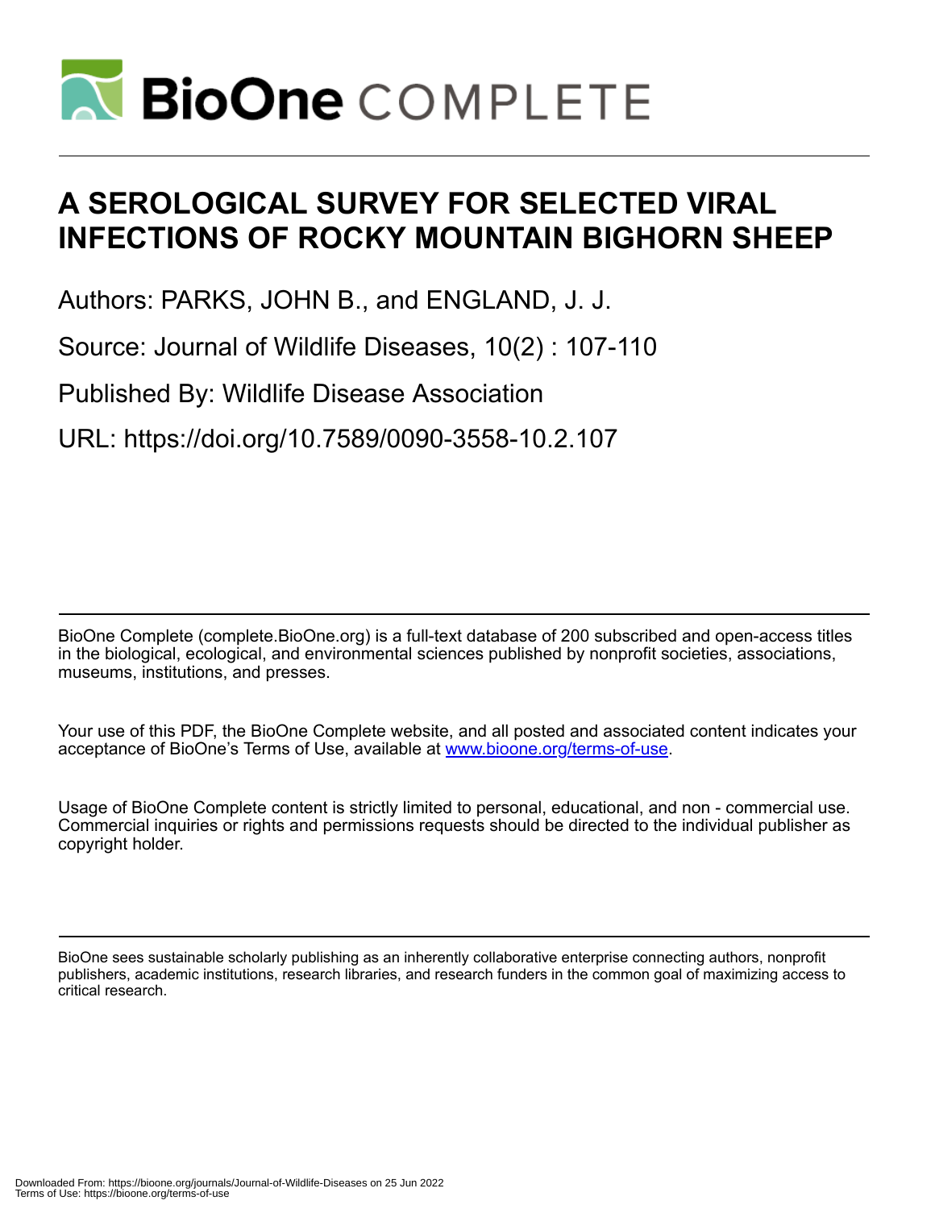# A SEROLOGICAL SURVEY FOR SELECTED VIRAL INFECTIONS OF ROCKY MOUNTAIN BIGHORN SHEEP

Authors: PARKS, JOHN B., and ENGLAND, J. J.

Source: Journal of Wildlife Diseases, 10(2) : 107-110

Published By: Wildlife Disease Association

URL: https://doi.org/10.7589/0090-3558-10.2.107

BioOne Complete (complete.BioOne.org) is a full-text database of 200 subscribed and open-access titles in the biological, ecological, and environmental sciences published by nonprofit societies, associations, museums, institutions, and presses.

Your use of this PDF, the BioOne Complete website, and all posted and associated content indicates your acceptance of BioOne's Terms of Use, available at www.bioone.org/terms-of-use.

Usage of BioOne Complete content is strictly limited to personal, educational, and non - commercial use. Commercial inquiries or rights and permissions requests should be directed to the individual publisher as copyright holder.

BioOne sees sustainable scholarly publishing as an inherently collaborative enterprise connecting authors, nonprofit publishers, academic institutions, research libraries, and research funders in the common goal of maximizing access to critical research.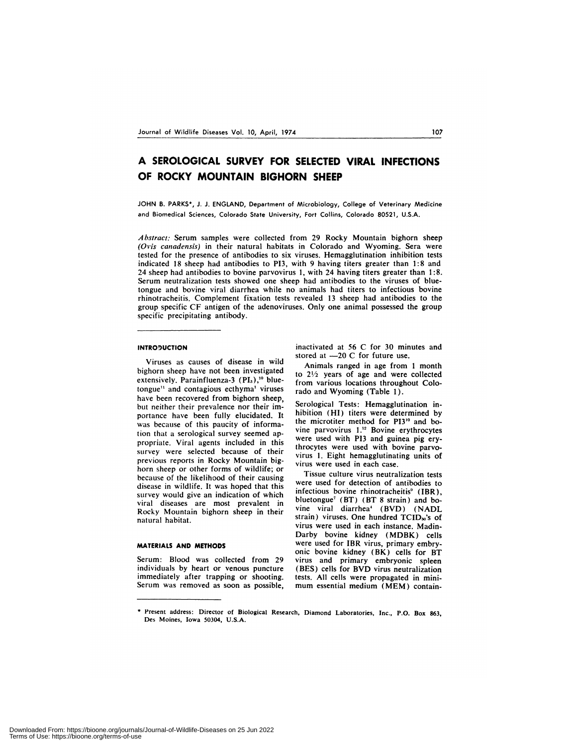# A SEROLOGICAL SURVEY FOR SELECTED VIRAL INFECTIONS OF ROCKY MOUNTAIN BIGHORN SHEEP

JOHN B. PARKS*, J. J. ENGLAND, Department of Microbiology, College of Veterinary Medicine and Biomedical Sciences, Colorado State University, Fort Collins, Colorado 80521, U.S.A.

*Abstract:* Serum samples were collected from 29 Rocky Mountain bighorn sheep *(Ovis canadensis)* in their natural habitats in Colorado and Wyoming. Sera were tested for the presence of antibodies to six viruses. Hemagglutination inhibition tests indicated 18 sheep had antibodies to PI3, with 9 having titers greater than 1:8 and 24 sheep had antibodies to bovine parvovirus 1, with 24 having titers greater than 1:8. Serum neutralization tests showed one sheep had antibodies to the viruses of bluetongue and bovine viral diarrhea while no animals had titers to infectious bovine rhinotracheitis. Complement fixation tests revealed 13 sheep had antibodies to the group specific CF antigen of the adenoviruses. Only one animal possessed the group specific precipitating antibody.

## INTRODUCTION

Viruses as causes of disease in wild bighorn sheep have not been investigated extensively. Parainfluenza-3 ($PI_3$),[10] bluetongue[11] and contagious ecthyma[1] viruses have been recovered from bighorn sheep, but neither their prevalence nor their importance have been fully elucidated. It was because of this paucity of information that a serological survey seemed appropriate. Viral agents included in this survey were selected because of their previous reports in Rocky Mountain bighorn sheep or other forms of wildlife; or because of the likelihood of their causing disease in wildlife. It was hoped that this survey would give an indication of which viral diseases are most prevalent in Rocky Mountain bighorn sheep in their natural habitat.

## MATERIALS AND METHODS

Serum: Blood was collected from 29 individuals by heart or venous puncture immediately after trapping or shooting. Serum was removed as soon as possible, inactivated at 56 C for 30 minutes and stored at —20 C for future use.

Animals ranged in age from 1 month to 2½ years of age and were collected from various locations throughout Colorado and Wyoming (Table 1).

Serological Tests: Hemagglutination inhibition (HI) titers were determined by the microtiter method for PI3[10] and bovine parvovirus 1.[12] Bovine erythrocytes were used with PI3 and guinea pig erythrocytes were used with bovine parvovirus 1. Eight hemagglutinating units of virus were used in each case.

Tissue culture virus neutralization tests were used for detection of antibodies to infectious bovine rhinotracheitis[9] (IBR), bluetongue[7] (BT) (BT 8 strain) and bovine viral diarrhea[4] (BVD) (NADL strain) viruses. One hundred $TCID_{50}$'s of virus were used in each instance. Madin-Darby bovine kidney (MDBK) cells were used for IBR virus, primary embryonic bovine kidney (BK) cells for BT virus and primary embryonic spleen (BES) cells for BVD virus neutralization tests. All cells were propagated in minimum essential medium (MEM) contain-

---

* Present address: Director of Biological Research, Diamond Laboratories, Inc., P.O. Box 863, Des Moines, Iowa 50304, U.S.A.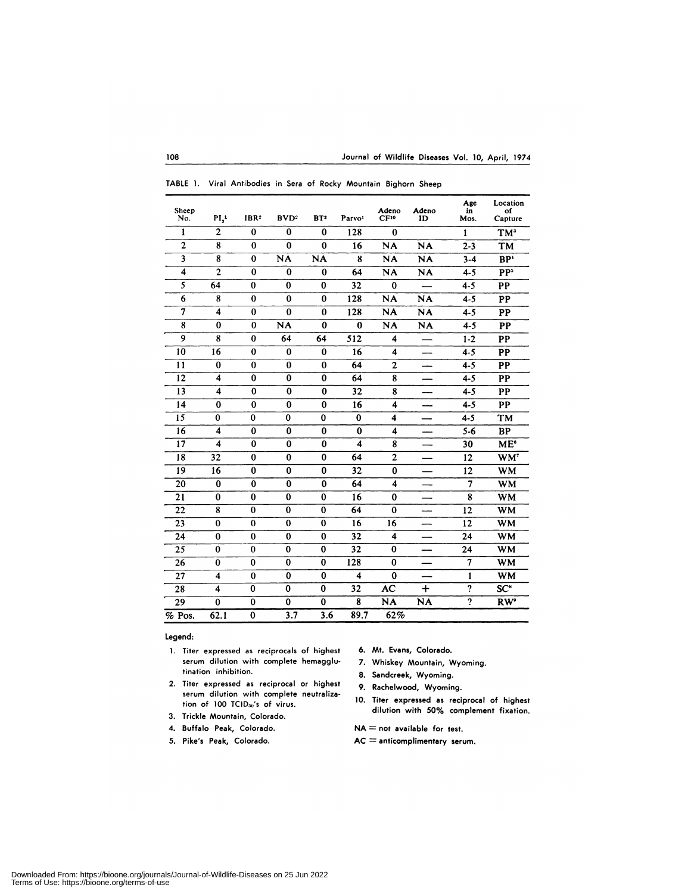TABLE 1. Viral Antibodies in Sera of Rocky Mountain Bighorn Sheep

| Sheep No. | $PI_3$[1] | IBR[2] | BVD[2] | BT[2] | Parvo[1] | Adeno CF[10] | Adeno ID | Age in Mos. | Location of Capture |
|---|---|---|---|---|---|---|---|---|---|
| 1 | 2 | 0 | 0 | 0 | 128 | 0 | | 1 | TM[3] |
| 2 | 8 | 0 | 0 | 0 | 16 | NA | NA | 2-3 | TM |
| 3 | 8 | 0 | NA | NA | 8 | NA | NA | 3-4 | BP[4] |
| 4 | 2 | 0 | 0 | 0 | 64 | NA | NA | 4-5 | PP[5] |
| 5 | 64 | 0 | 0 | 0 | 32 | 0 | — | 4-5 | PP |
| 6 | 8 | 0 | 0 | 0 | 128 | NA | NA | 4-5 | PP |
| 7 | 4 | 0 | 0 | 0 | 128 | NA | NA | 4-5 | PP |
| 8 | 0 | 0 | NA | 0 | 0 | NA | NA | 4-5 | PP |
| 9 | 8 | 0 | 64 | 64 | 512 | 4 | — | 1-2 | PP |
| 10 | 16 | 0 | 0 | 0 | 16 | 4 | — | 4-5 | PP |
| 11 | 0 | 0 | 0 | 0 | 64 | 2 | — | 4-5 | PP |
| 12 | 4 | 0 | 0 | 0 | 64 | 8 | — | 4-5 | PP |
| 13 | 4 | 0 | 0 | 0 | 32 | 8 | — | 4-5 | PP |
| 14 | 0 | 0 | 0 | 0 | 16 | 4 | — | 4-5 | PP |
| 15 | 0 | 0 | 0 | 0 | 0 | 4 | — | 4-5 | TM |
| 16 | 4 | 0 | 0 | 0 | 0 | 4 | — | 5-6 | BP |
| 17 | 4 | 0 | 0 | 0 | 4 | 8 | — | 30 | ME[6] |
| 18 | 32 | 0 | 0 | 0 | 64 | 2 | — | 12 | WM[7] |
| 19 | 16 | 0 | 0 | 0 | 32 | 0 | — | 12 | WM |
| 20 | 0 | 0 | 0 | 0 | 64 | 4 | — | 7 | WM |
| 21 | 0 | 0 | 0 | 0 | 16 | 0 | — | 8 | WM |
| 22 | 8 | 0 | 0 | 0 | 64 | 0 | — | 12 | WM |
| 23 | 0 | 0 | 0 | 0 | 16 | 16 | — | 12 | WM |
| 24 | 0 | 0 | 0 | 0 | 32 | 4 | — | 24 | WM |
| 25 | 0 | 0 | 0 | 0 | 32 | 0 | — | 24 | WM |
| 26 | 0 | 0 | 0 | 0 | 128 | 0 | — | 7 | WM |
| 27 | 4 | 0 | 0 | 0 | 4 | 0 | — | 1 | WM |
| 28 | 4 | 0 | 0 | 0 | 32 | AC | + | ? | SC[8] |
| 29 | 0 | 0 | 0 | 0 | 8 | NA | NA | ? | RW[9] |
| % Pos. | 62.1 | 0 | 3.7 | 3.6 | 89.7 | 62% | | | |

Legend:

1. Titer expressed as reciprocals of highest serum dilution with complete hemagglutination inhibition.
2. Titer expressed as reciprocal or highest serum dilution with complete neutralization of 100 $TCID_{50}$'s of virus.
3. Trickle Mountain, Colorado.
4. Buffalo Peak, Colorado.
5. Pike's Peak, Colorado.
6. Mt. Evans, Colorado.
7. Whiskey Mountain, Wyoming.
8. Sandcreek, Wyoming.
9. Rachelwood, Wyoming.
10. Titer expressed as reciprocal of highest dilution with 50% complement fixation.

NA = not available for test.

AC = anticomplimentary serum.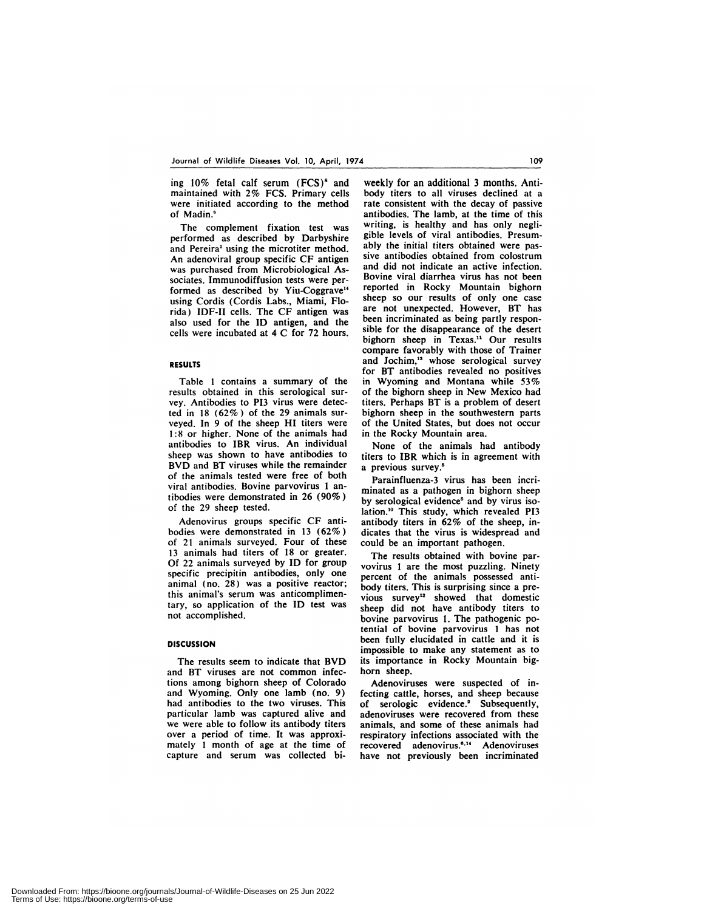ing 10% fetal calf serum (FCS)[8] and maintained with 2% FCS. Primary cells were initiated according to the method of Madin.[8]

The complement fixation test was performed as described by Darbyshire and Pereira[2] using the microtiter method. An adenoviral group specific CF antigen was purchased from Microbiological Associates. Immunodiffusion tests were performed as described by Yiu-Coggrave[14] using Cordis (Cordis Labs., Miami, Florida) IDF-II cells. The CF antigen was also used for the ID antigen, and the cells were incubated at 4 C for 72 hours.

## RESULTS

Table 1 contains a summary of the results obtained in this serological survey. Antibodies to PI3 virus were detected in 18 (62%) of the 29 animals surveyed. In 9 of the sheep HI titers were 1:8 or higher. None of the animals had antibodies to IBR virus. An individual sheep was shown to have antibodies to BVD and BT viruses while the remainder of the animals tested were free of both viral antibodies. Bovine parvovirus 1 antibodies were demonstrated in 26 (90%) of the 29 sheep tested.

Adenovirus groups specific CF antibodies were demonstrated in 13 (62%) of 21 animals surveyed. Four of these 13 animals had titers of 18 or greater. Of 22 animals surveyed by ID for group specific precipitin antibodies, only one animal (no. 28) was a positive reactor; this animal's serum was anticomplimentary, so application of the ID test was not accomplished.

## DISCUSSION

The results seem to indicate that BVD and BT viruses are not common infections among bighorn sheep of Colorado and Wyoming. Only one lamb (no. 9) had antibodies to the two viruses. This particular lamb was captured alive and we were able to follow its antibody titers over a period of time. It was approximately 1 month of age at the time of capture and serum was collected biweekly for an additional 3 months. Antibody titers to all viruses declined at a rate consistent with the decay of passive antibodies. The lamb, at the time of this writing, is healthy and has only negligible levels of viral antibodies. Presumably the initial titers obtained were passive antibodies obtained from colostrum and did not indicate an active infection. Bovine viral diarrhea virus has not been reported in Rocky Mountain bighorn sheep so our results of only one case are not unexpected. However, BT has been incriminated as being partly responsible for the disappearance of the desert bighorn sheep in Texas.[11] Our results compare favorably with those of Trainer and Jochim,[13] whose serological survey for BT antibodies revealed no positives in Wyoming and Montana while 53% of the bighorn sheep in New Mexico had titers. Perhaps BT is a problem of desert bighorn sheep in the southwestern parts of the United States, but does not occur in the Rocky Mountain area.

None of the animals had antibody titers to IBR which is in agreement with a previous survey.[5]

Parainfluenza-3 virus has been incriminated as a pathogen in bighorn sheep by serological evidence[5] and by virus isolation.[10] This study, which revealed PI3 antibody titers in 62% of the sheep, indicates that the virus is widespread and could be an important pathogen.

The results obtained with bovine parvovirus 1 are the most puzzling. Ninety percent of the animals possessed antibody titers. This is surprising since a previous survey[12] showed that domestic sheep did not have antibody titers to bovine parvovirus 1. The pathogenic potential of bovine parvovirus 1 has not been fully elucidated in cattle and it is impossible to make any statement as to its importance in Rocky Mountain bighorn sheep.

Adenoviruses were suspected of infecting cattle, horses, and sheep because of serologic evidence.[2] Subsequently, adenoviruses were recovered from these animals, and some of these animals had respiratory infections associated with the recovered adenovirus.[6,14] Adenoviruses have not previously been incriminated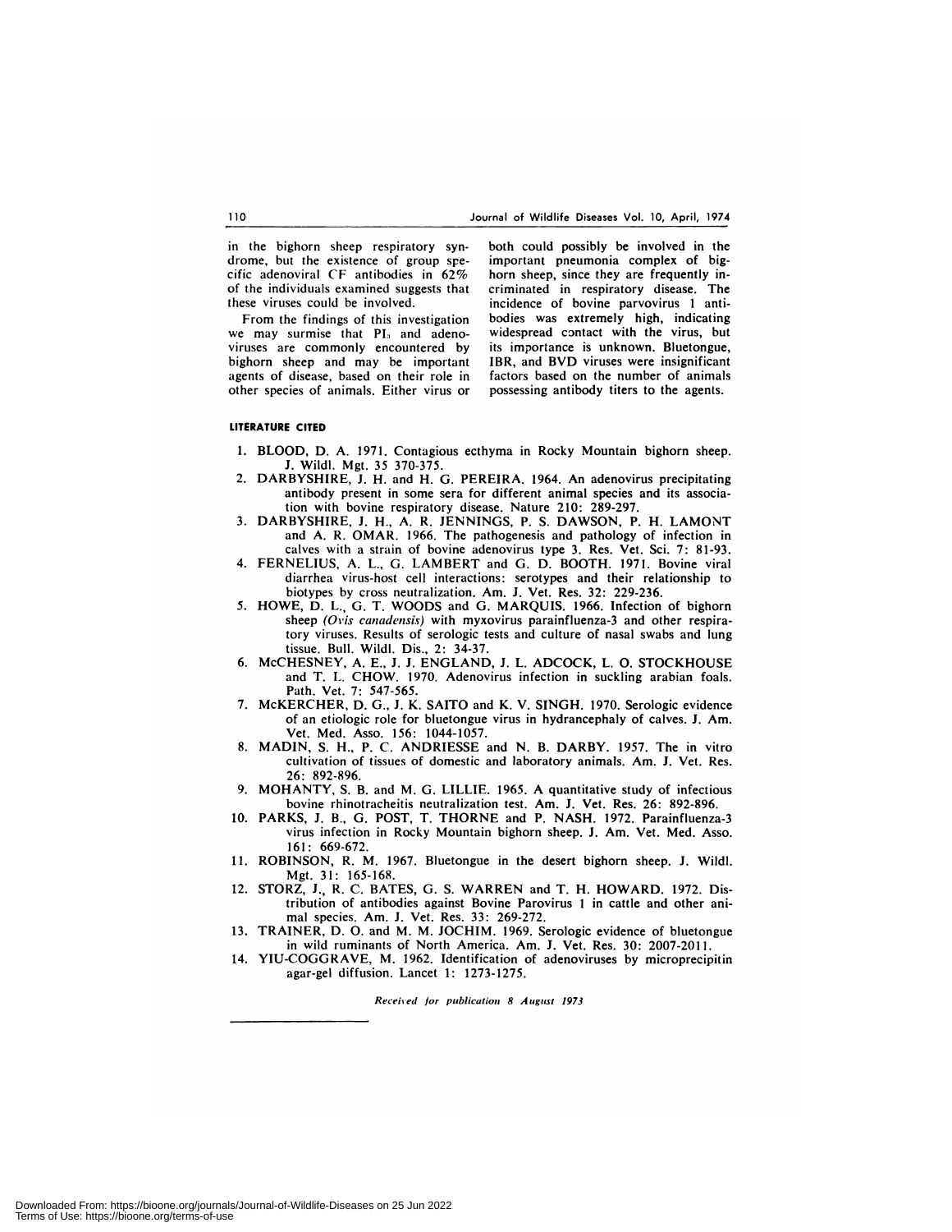in the bighorn sheep respiratory syndrome, but the existence of group specific adenoviral CF antibodies in 62% of the individuals examined suggests that these viruses could be involved.

From the findings of this investigation we may surmise that $PI_3$ and adenoviruses are commonly encountered by bighorn sheep and may be important agents of disease, based on their role in other species of animals. Either virus or both could possibly be involved in the important pneumonia complex of bighorn sheep, since they are frequently incriminated in respiratory disease. The incidence of bovine parvovirus 1 antibodies was extremely high, indicating widespread contact with the virus, but its importance is unknown. Bluetongue, IBR, and BVD viruses were insignificant factors based on the number of animals possessing antibody titers to the agents.

## LITERATURE CITED

1. BLOOD, D. A. 1971. Contagious ecthyma in Rocky Mountain bighorn sheep. J. Wildl. Mgt. 35 370-375.
2. DARBYSHIRE, J. H. and H. G. PEREIRA. 1964. An adenovirus precipitating antibody present in some sera for different animal species and its association with bovine respiratory disease. Nature 210: 289-297.
3. DARBYSHIRE, J. H., A. R. JENNINGS, P. S. DAWSON, P. H. LAMONT and A. R. OMAR. 1966. The pathogenesis and pathology of infection in calves with a strain of bovine adenovirus type 3. Res. Vet. Sci. 7: 81-93.
4. FERNELIUS, A. L., G. LAMBERT and G. D. BOOTH. 1971. Bovine viral diarrhea virus-host cell interactions: serotypes and their relationship to biotypes by cross neutralization. Am. J. Vet. Res. 32: 229-236.
5. HOWE, D. L., G. T. WOODS and G. MARQUIS. 1966. Infection of bighorn sheep *(Ovis canadensis)* with myxovirus parainfluenza-3 and other respiratory viruses. Results of serologic tests and culture of nasal swabs and lung tissue. Bull. Wildl. Dis., 2: 34-37.
6. McCHESNEY, A. E., J. J. ENGLAND, J. L. ADCOCK, L. O. STOCKHOUSE and T. L. CHOW. 1970. Adenovirus infection in suckling arabian foals. Path. Vet. 7: 547-565.
7. McKERCHER, D. G., J. K. SAITO and K. V. SINGH. 1970. Serologic evidence of an etiologic role for bluetongue virus in hydrancephaly of calves. J. Am. Vet. Med. Asso. 156: 1044-1057.
8. MADIN, S. H., P. C. ANDRIESSE and N. B. DARBY. 1957. The in vitro cultivation of tissues of domestic and laboratory animals. Am. J. Vet. Res. 26: 892-896.
9. MOHANTY, S. B. and M. G. LILLIE. 1965. A quantitative study of infectious bovine rhinotracheitis neutralization test. Am. J. Vet. Res. 26: 892-896.
10. PARKS, J. B., G. POST, T. THORNE and P. NASH. 1972. Parainfluenza-3 virus infection in Rocky Mountain bighorn sheep. J. Am. Vet. Med. Asso. 161: 669-672.
11. ROBINSON, R. M. 1967. Bluetongue in the desert bighorn sheep. J. Wildl. Mgt. 31: 165-168.
12. STORZ, J., R. C. BATES, G. S. WARREN and T. H. HOWARD. 1972. Distribution of antibodies against Bovine Parovirus 1 in cattle and other animal species. Am. J. Vet. Res. 33: 269-272.
13. TRAINER, D. O. and M. M. JOCHIM. 1969. Serologic evidence of bluetongue in wild ruminants of North America. Am. J. Vet. Res. 30: 2007-2011.
14. YIU-COGGRAVE, M. 1962. Identification of adenoviruses by microprecipitin agar-gel diffusion. Lancet 1: 1273-1275.

*Received for publication 8 August 1973*